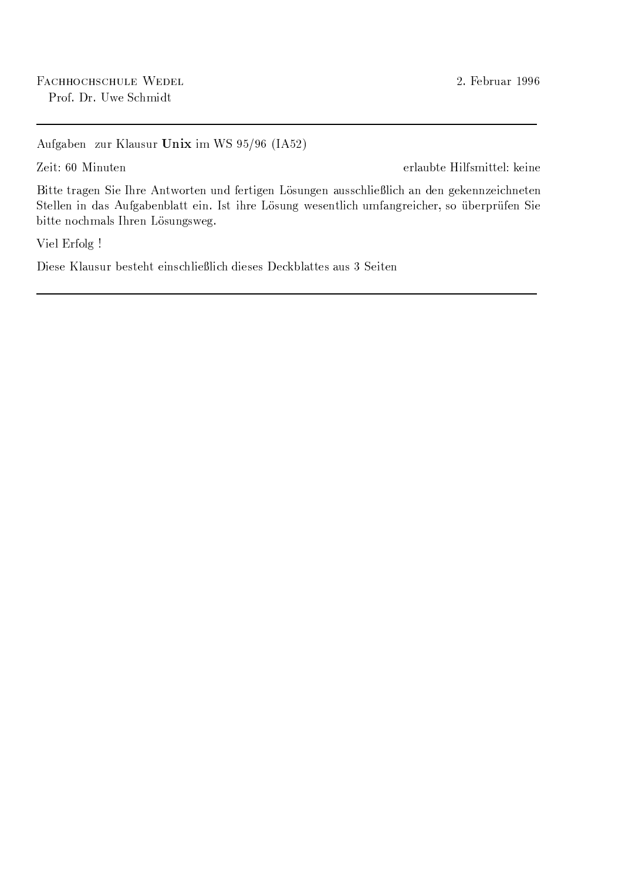Fachhochschule Wedel
Prof. Dr. Uwe Schmidt

2. Februar 1996

---

Aufgaben zur Klausur **Unix** im WS 95/96 (IA52)

Zeit: 60 Minuten

erlaubte Hilfsmittel: keine

Bitte tragen Sie Ihre Antworten und fertigen Lösungen ausschließlich an den gekennzeichneten Stellen in das Aufgabenblatt ein. Ist ihre Lösung wesentlich umfangreicher, so überprüfen Sie bitte nochmals Ihren Lösungsweg.

Viel Erfolg !

Diese Klausur besteht einschließlich dieses Deckblattes aus 3 Seiten

---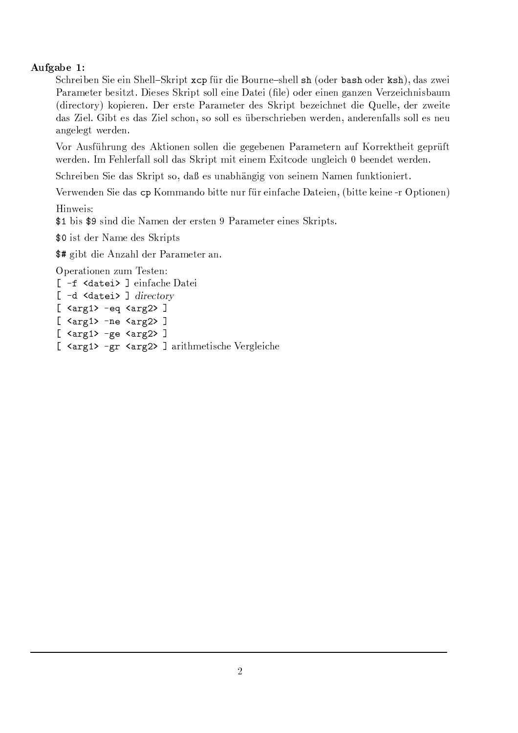**Aufgabe 1:**

Schreiben Sie ein Shell–Skript `xcp` für die Bourne–shell `sh` (oder `bash` oder `ksh`), das zwei Parameter besitzt. Dieses Skript soll eine Datei (file) oder einen ganzen Verzeichnisbaum (directory) kopieren. Der erste Parameter des Skript bezeichnet die Quelle, der zweite das Ziel. Gibt es das Ziel schon, so soll es überschrieben werden, anderenfalls soll es neu angelegt werden.

Vor Ausführung des Aktionen sollen die gegebenen Parametern auf Korrektheit geprüft werden. Im Fehlerfall soll das Skript mit einem Exitcode ungleich `0` beendet werden.

Schreiben Sie das Skript so, daß es unabhängig von seinem Namen funktioniert.

Verwenden Sie das `cp` Kommando bitte nur für einfache Dateien, (bitte keine -r Optionen)

Hinweis:

`$1` bis `$9` sind die Namen der ersten 9 Parameter eines Skripts.

`$0` ist der Name des Skripts

`$#` gibt die Anzahl der Parameter an.

Operationen zum Testen:

`[ -f <datei> ]` einfache Datei

`[ -d <datei> ]` *directory*

`[ <arg1> -eq <arg2> ]`

`[ <arg1> -ne <arg2> ]`

`[ <arg1> -ge <arg2> ]`

`[ <arg1> -gr <arg2> ]` arithmetische Vergleiche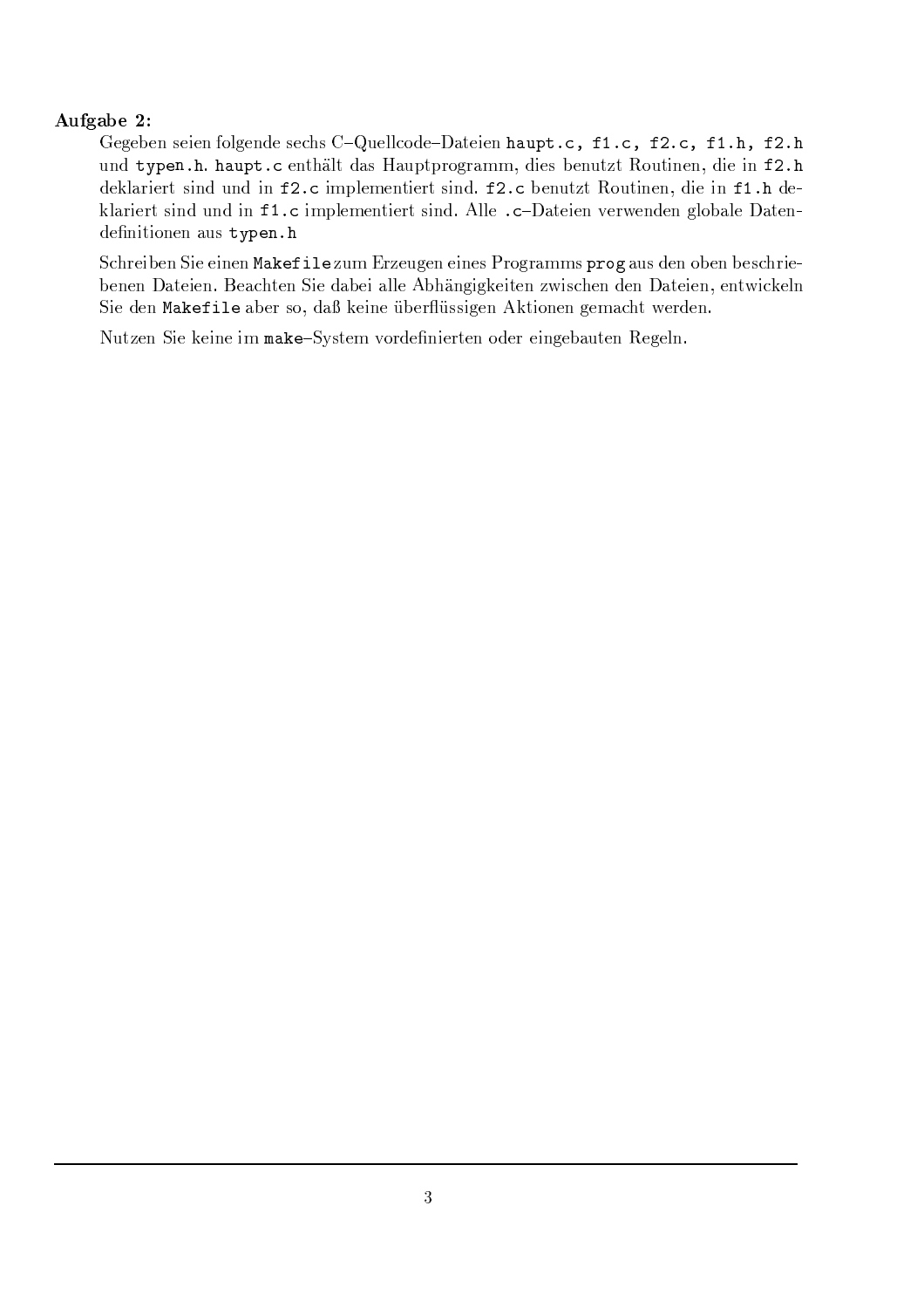**Aufgabe 2:**

Gegeben seien folgende sechs C–Quellcode–Dateien `haupt.c, f1.c, f2.c, f1.h, f2.h` und `typen.h`. `haupt.c` enthält das Hauptprogramm, dies benutzt Routinen, die in `f2.h` deklariert sind und in `f2.c` implementiert sind. `f2.c` benutzt Routinen, die in `f1.h` deklariert sind und in `f1.c` implementiert sind. Alle `.c`–Dateien verwenden globale Datendefinitionen aus `typen.h`

Schreiben Sie einen `Makefile` zum Erzeugen eines Programms `prog` aus den oben beschriebenen Dateien. Beachten Sie dabei alle Abhängigkeiten zwischen den Dateien, entwickeln Sie den `Makefile` aber so, daß keine überflüssigen Aktionen gemacht werden.

Nutzen Sie keine im `make`–System vordefinierten oder eingebauten Regeln.